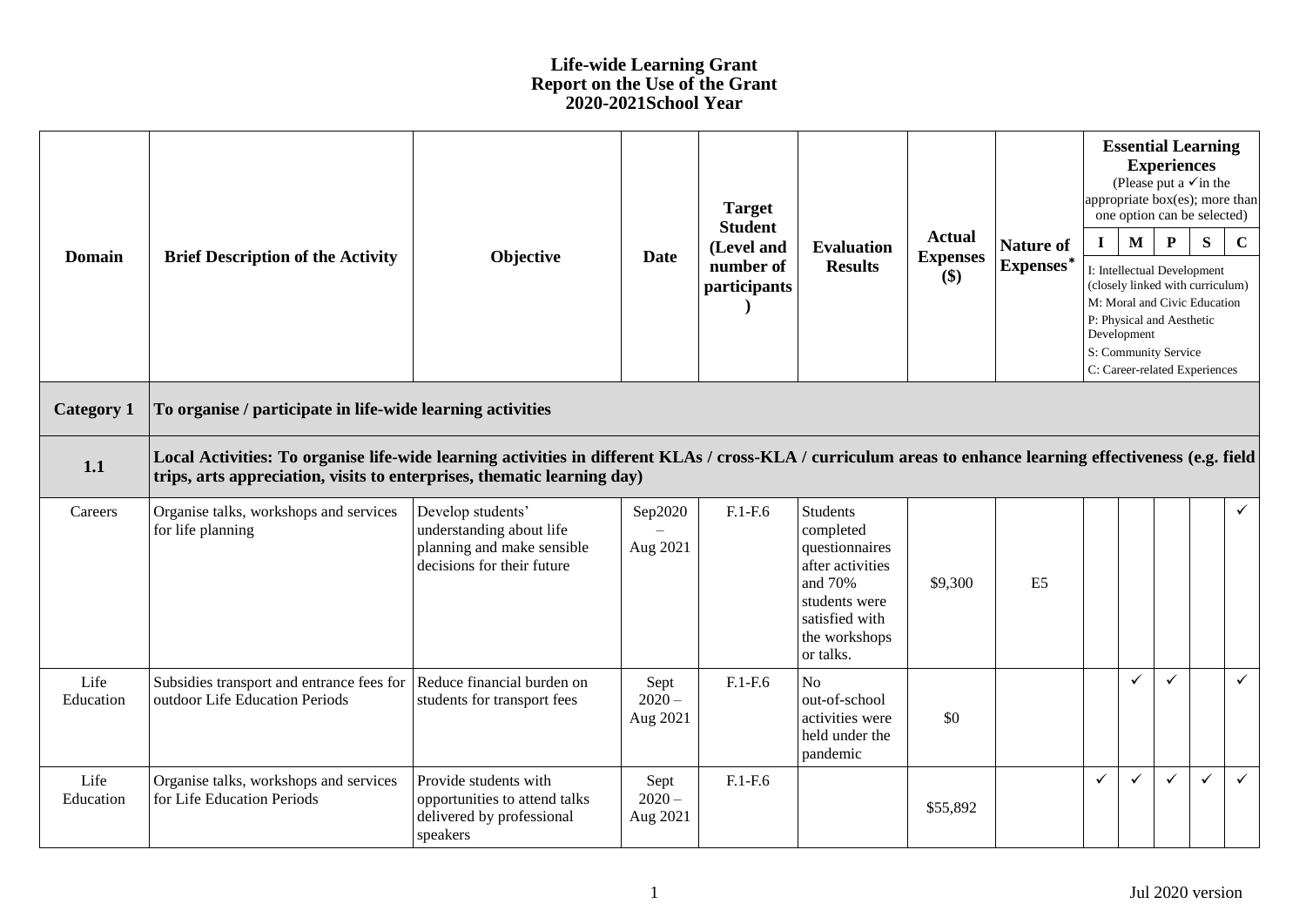# Life-wide Learning Grant
## Report on the Use of the Grant
## 2020-2021School Year

| Domain | Brief Description of the Activity | Objective | Date | Target Student (Level and number of participants) | Evaluation Results | Actual Expenses ($) | Nature of Expenses* | Essential Learning Experiences (Please put a ✓in the appropriate box(es); more than one option can be selected) | | | | |
|---|---|---|---|---|---|---|---|---|---|---|---|---|
| | | | | | | | | I | M | P | S | C |
| | | | | | | | | I: Intellectual Development (closely linked with curriculum) M: Moral and Civic Education P: Physical and Aesthetic Development S: Community Service C: Career-related Experiences | | | | |
| **Category 1** | **To organise / participate in life-wide learning activities** | | | | | | | | | | | |
| **1.1** | **Local Activities: To organise life-wide learning activities in different KLAs / cross-KLA / curriculum areas to enhance learning effectiveness (e.g. field trips, arts appreciation, visits to enterprises, thematic learning day)** | | | | | | | | | | | |
| Careers | Organise talks, workshops and services for life planning | Develop students' understanding about life planning and make sensible decisions for their future | Sep2020 – Aug 2021 | F.1-F.6 | Students completed questionnaires after activities and 70% students were satisfied with the workshops or talks. | $9,300 | E5 | | | | | ✓ |
| Life Education | Subsidies transport and entrance fees for outdoor Life Education Periods | Reduce financial burden on students for transport fees | Sept 2020 – Aug 2021 | F.1-F.6 | No out-of-school activities were held under the pandemic | $0 | | | ✓ | ✓ | | ✓ |
| Life Education | Organise talks, workshops and services for Life Education Periods | Provide students with opportunities to attend talks delivered by professional speakers | Sept 2020 – Aug 2021 | F.1-F.6 | | $55,892 | | ✓ | ✓ | ✓ | ✓ | ✓ |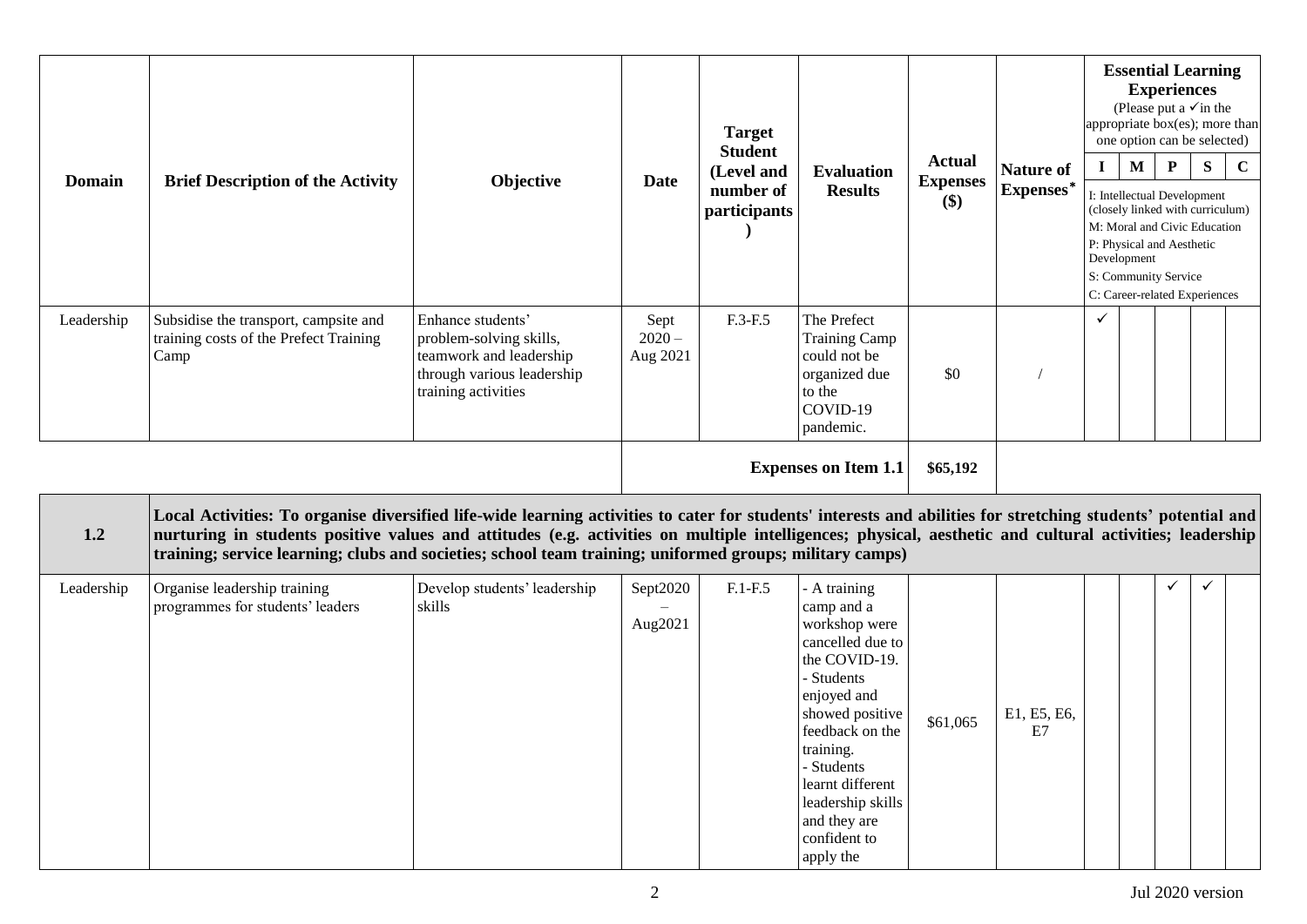| Domain | Brief Description of the Activity | Objective | Date | Target Student (Level and number of participants) | Evaluation Results | Actual Expenses ($) | Nature of Expenses* | Essential Learning Experiences (Please put a ✓in the appropriate box(es); more than one option can be selected) | | | | |
|---|---|---|---|---|---|---|---|---|---|---|---|---|
| | | | | | | | | I | M | P | S | C |
| | | | | | | | | I: Intellectual Development (closely linked with curriculum) M: Moral and Civic Education P: Physical and Aesthetic Development S: Community Service C: Career-related Experiences | | | | |
| Leadership | Subsidise the transport, campsite and training costs of the Prefect Training Camp | Enhance students' problem-solving skills, teamwork and leadership through various leadership training activities | Sept 2020 – Aug 2021 | F.3-F.5 | The Prefect Training Camp could not be organized due to the COVID-19 pandemic. | $0 | / | ✓ | | | | |
| | | | | | **Expenses on Item 1.1** | **$65,192** | | | | | | |
| **1.2** | **Local Activities: To organise diversified life-wide learning activities to cater for students' interests and abilities for stretching students' potential and nurturing in students positive values and attitudes (e.g. activities on multiple intelligences; physical, aesthetic and cultural activities; leadership training; service learning; clubs and societies; school team training; uniformed groups; military camps)** | | | | | | | | | | | |
| Leadership | Organise leadership training programmes for students' leaders | Develop students' leadership skills | Sept2020 – Aug2021 | F.1-F.5 | - A training camp and a workshop were cancelled due to the COVID-19. - Students enjoyed and showed positive feedback on the training. - Students learnt different leadership skills and they are confident to apply the | $61,065 | E1, E5, E6, E7 | | | ✓ | ✓ | |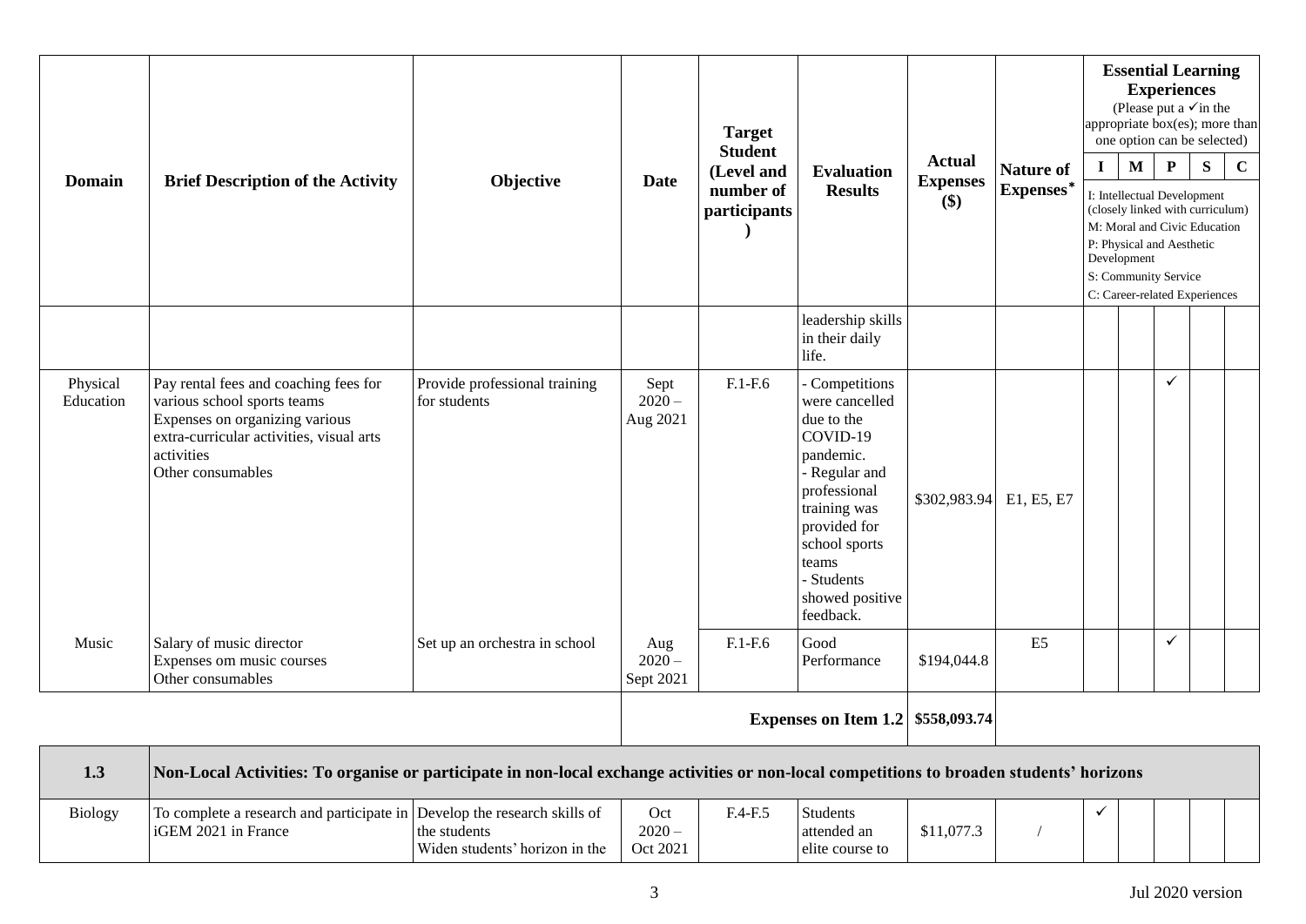| Domain | Brief Description of the Activity | Objective | Date | Target Student (Level and number of participants) | Evaluation Results | Actual Expenses ($) | Nature of Expenses* | Essential Learning Experiences (Please put a ✓in the appropriate box(es); more than one option can be selected) | | | | |
|---|---|---|---|---|---|---|---|---|---|---|---|---|
| | | | | | | | | I | M | P | S | C |
| | | | | | | | | I: Intellectual Development (closely linked with curriculum) M: Moral and Civic Education P: Physical and Aesthetic Development S: Community Service C: Career-related Experiences | | | | |
| | | | | | leadership skills in their daily life. | | | | | | | |
| Physical Education | Pay rental fees and coaching fees for various school sports teams<br>Expenses on organizing various extra-curricular activities, visual arts activities<br>Other consumables | Provide professional training for students | Sept 2020 – Aug 2021 | F.1-F.6 | - Competitions were cancelled due to the COVID-19 pandemic.<br>- Regular and professional training was provided for school sports teams<br>- Students showed positive feedback. | $302,983.94 | E1, E5, E7 | | | ✓ | | |
| Music | Salary of music director<br>Expenses om music courses<br>Other consumables | Set up an orchestra in school | Aug 2020 – Sept 2021 | F.1-F.6 | Good Performance | $194,044.8 | E5 | | | ✓ | | |
| | | | | | **Expenses on Item 1.2** | **$558,093.74** | | | | | | |
| **1.3** | **Non-Local Activities: To organise or participate in non-local exchange activities or non-local competitions to broaden students' horizons** | | | | | | | | | | | |
| Biology | To complete a research and participate in iGEM 2021 in France | Develop the research skills of the students<br>Widen students' horizon in the | Oct 2020 – Oct 2021 | F.4-F.5 | Students attended an elite course to | $11,077.3 | / | ✓ | | | | |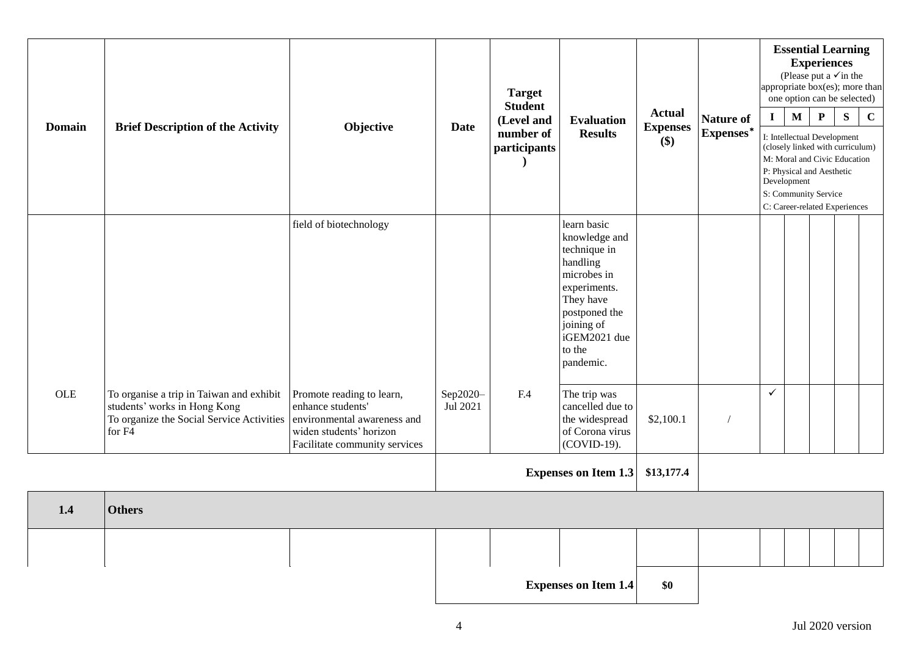| Domain | Brief Description of the Activity | Objective | Date | Target Student (Level and number of participants) | Evaluation Results | Actual Expenses ($) | Nature of Expenses* | Essential Learning Experiences (Please put a ✓in the appropriate box(es); more than one option can be selected) | | | | |
|---|---|---|---|---|---|---|---|---|---|---|---|---|
| | | | | | | | | I | M | P | S | C |
| | | | | | | | | I: Intellectual Development (closely linked with curriculum) M: Moral and Civic Education P: Physical and Aesthetic Development S: Community Service C: Career-related Experiences | | | | |
| | | field of biotechnology | | | learn basic knowledge and technique in handling microbes in experiments. They have postponed the joining of iGEM2021 due to the pandemic. | | | | | | | |
| OLE | To organise a trip in Taiwan and exhibit students' works in Hong Kong To organize the Social Service Activities for F4 | Promote reading to learn, enhance students' environmental awareness and widen students' horizon Facilitate community services | Sep2020–Jul 2021 | F.4 | The trip was cancelled due to the widespread of Corona virus (COVID-19). | $2,100.1 | / | ✓ | | | | |
| | | | | | **Expenses on Item 1.3** | **$13,177.4** | | | | | | |

| **1.4** | **Others** | | | | | | | | | | | |
|---|---|---|---|---|---|---|---|---|---|---|---|---|
| | | | | | | | | | | | | |
| | | | | | **Expenses on Item 1.4** | **$0** | | | | | | |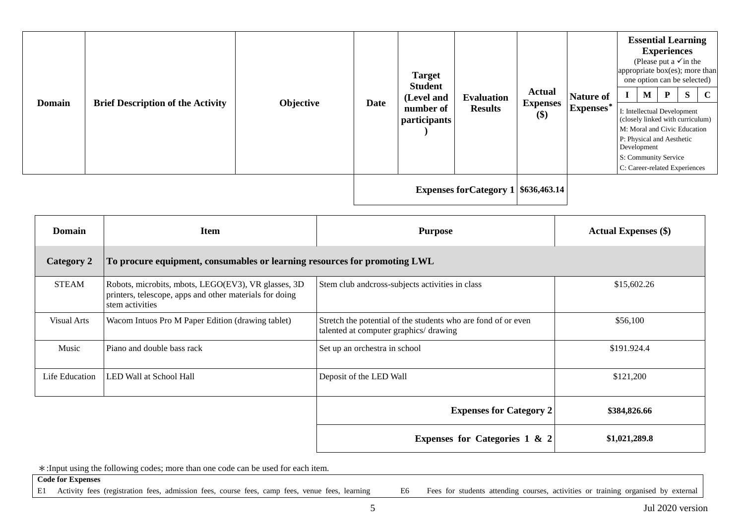| Domain | Brief Description of the Activity | Objective | Date | Target Student (Level and number of participants) | Evaluation Results | Actual Expenses ($) | Nature of Expenses* | Essential Learning Experiences (Please put a ✓in the appropriate box(es); more than one option can be selected) | | | | |
|---|---|---|---|---|---|---|---|---|---|---|---|---|
| | | | | | | | | I | M | P | S | C |
| | | | | | | | | I: Intellectual Development (closely linked with curriculum)<br>M: Moral and Civic Education<br>P: Physical and Aesthetic Development<br>S: Community Service<br>C: Career-related Experiences | | | | |
| | | | | | **Expenses forCategory 1** | **$636,463.14** | | | | | | |

| Domain | Item | Purpose | Actual Expenses ($) |
|---|---|---|---|
| **Category 2** | **To procure equipment, consumables or learning resources for promoting LWL** | | |
| STEAM | Robots, microbits, mbots, LEGO(EV3), VR glasses, 3D printers, telescope, apps and other materials for doing stem activities | Stem club andcross-subjects activities in class | $15,602.26 |
| Visual Arts | Wacom Intuos Pro M Paper Edition (drawing tablet) | Stretch the potential of the students who are fond of or even talented at computer graphics/ drawing | $56,100 |
| Music | Piano and double bass rack | Set up an orchestra in school | $191.924.4 |
| Life Education | LED Wall at School Hall | Deposit of the LED Wall | $121,200 |
| | | **Expenses for Category 2** | **$384,826.66** |
| | | **Expenses for Categories 1 & 2** | **$1,021,289.8** |

＊:Input using the following codes; more than one code can be used for each item.

| Code for Expenses | | | |
|---|---|---|---|
| E1 | Activity fees (registration fees, admission fees, course fees, camp fees, venue fees, learning | E6 | Fees for students attending courses, activities or training organised by external |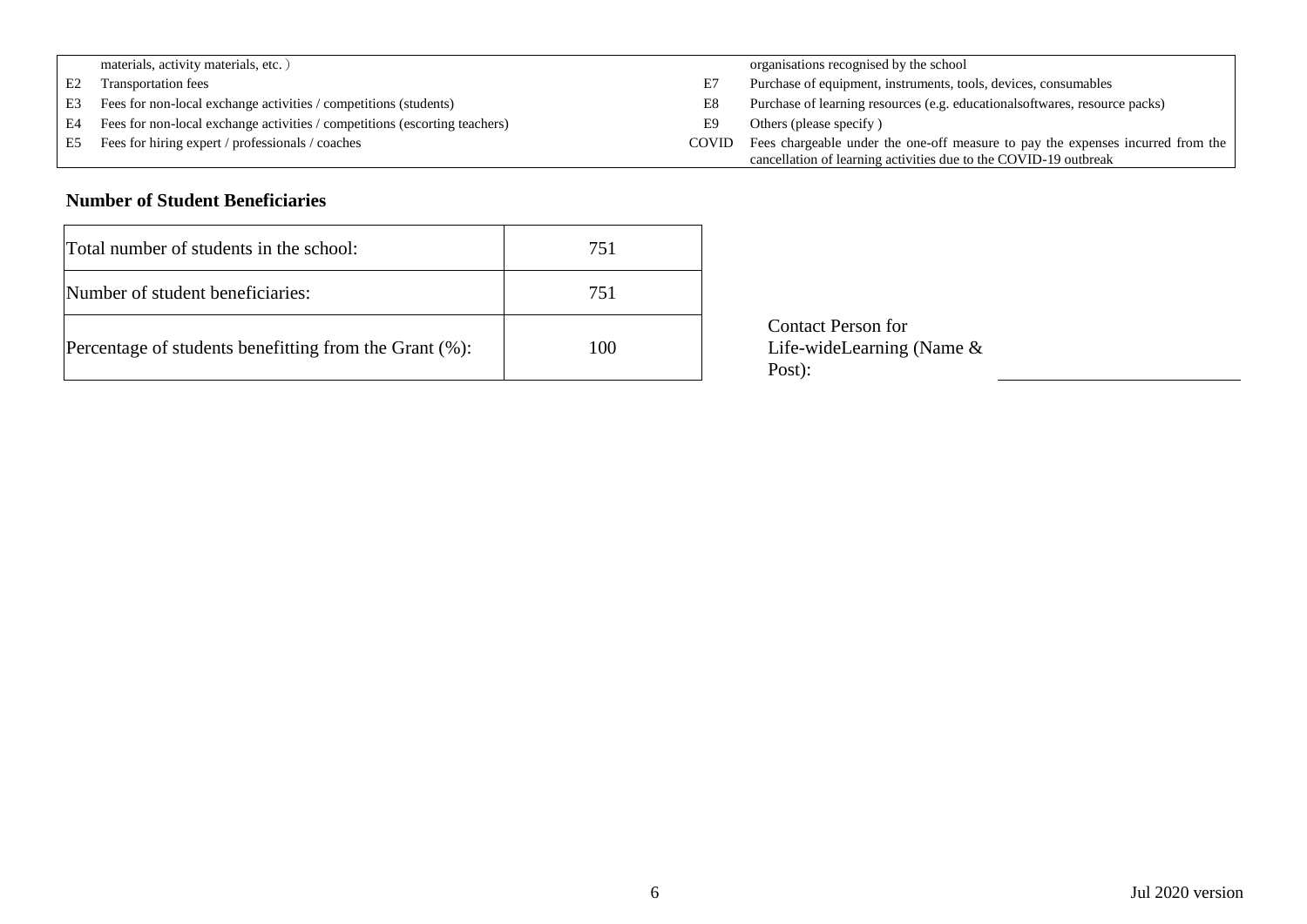| | | | |
|---|---|---|---|
| | materials, activity materials, etc. ) | | organisations recognised by the school |
| E2 | Transportation fees | E7 | Purchase of equipment, instruments, tools, devices, consumables |
| E3 | Fees for non-local exchange activities / competitions (students) | E8 | Purchase of learning resources (e.g. educationalsoftwares, resource packs) |
| E4 | Fees for non-local exchange activities / competitions (escorting teachers) | E9 | Others (please specify ) |
| E5 | Fees for hiring expert / professionals / coaches | COVID | Fees chargeable under the one-off measure to pay the expenses incurred from the cancellation of learning activities due to the COVID-19 outbreak |

**Number of Student Beneficiaries**

| | |
|---|---|
| Total number of students in the school: | 751 |
| Number of student beneficiaries: | 751 |
| Percentage of students benefitting from the Grant (%): | 100 |

Contact Person for Life-wideLearning (Name & Post): ____________________

Jul 2020 version